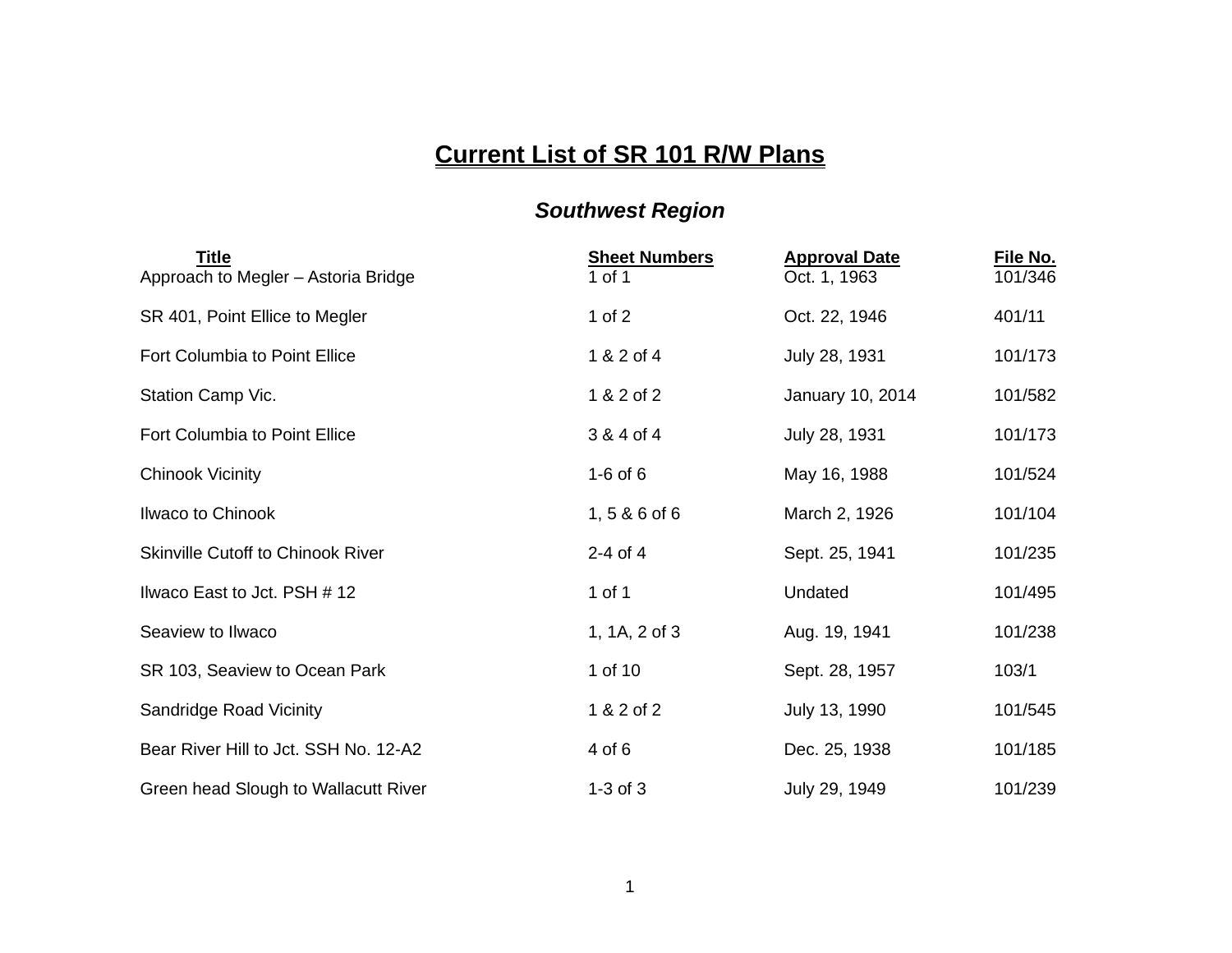# Current List of SR 101 R/W Plans

## *Southwest Region*

| Title | Sheet Numbers | Approval Date | File No. |
|---|---|---|---|
| Approach to Megler – Astoria Bridge | 1 of 1 | Oct. 1, 1963 | 101/346 |
| SR 401, Point Ellice to Megler | 1 of 2 | Oct. 22, 1946 | 401/11 |
| Fort Columbia to Point Ellice | 1 & 2 of 4 | July 28, 1931 | 101/173 |
| Station Camp Vic. | 1 & 2 of 2 | January 10, 2014 | 101/582 |
| Fort Columbia to Point Ellice | 3 & 4 of 4 | July 28, 1931 | 101/173 |
| Chinook Vicinity | 1-6 of 6 | May 16, 1988 | 101/524 |
| Ilwaco to Chinook | 1, 5 & 6 of 6 | March 2, 1926 | 101/104 |
| Skinville Cutoff to Chinook River | 2-4 of 4 | Sept. 25, 1941 | 101/235 |
| Ilwaco East to Jct. PSH # 12 | 1 of 1 | Undated | 101/495 |
| Seaview to Ilwaco | 1, 1A, 2 of 3 | Aug. 19, 1941 | 101/238 |
| SR 103, Seaview to Ocean Park | 1 of 10 | Sept. 28, 1957 | 103/1 |
| Sandridge Road Vicinity | 1 & 2 of 2 | July 13, 1990 | 101/545 |
| Bear River Hill to Jct. SSH No. 12-A2 | 4 of 6 | Dec. 25, 1938 | 101/185 |
| Green head Slough to Wallacutt River | 1-3 of 3 | July 29, 1949 | 101/239 |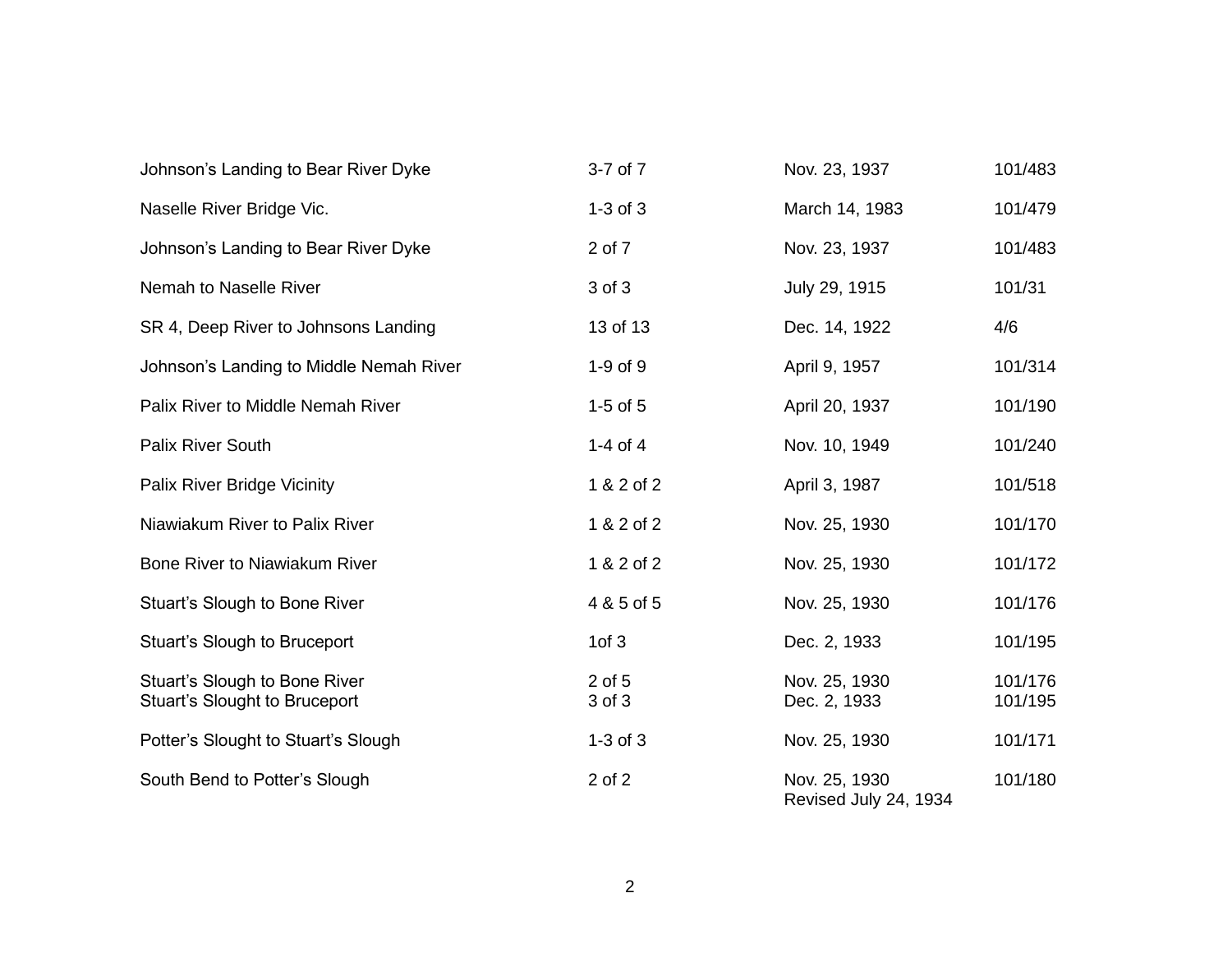| | | | |
|---|---|---|---|
| Johnson’s Landing to Bear River Dyke | 3-7 of 7 | Nov. 23, 1937 | 101/483 |
| Naselle River Bridge Vic. | 1-3 of 3 | March 14, 1983 | 101/479 |
| Johnson’s Landing to Bear River Dyke | 2 of 7 | Nov. 23, 1937 | 101/483 |
| Nemah to Naselle River | 3 of 3 | July 29, 1915 | 101/31 |
| SR 4, Deep River to Johnsons Landing | 13 of 13 | Dec. 14, 1922 | 4/6 |
| Johnson’s Landing to Middle Nemah River | 1-9 of 9 | April 9, 1957 | 101/314 |
| Palix River to Middle Nemah River | 1-5 of 5 | April 20, 1937 | 101/190 |
| Palix River South | 1-4 of 4 | Nov. 10, 1949 | 101/240 |
| Palix River Bridge Vicinity | 1 & 2 of 2 | April 3, 1987 | 101/518 |
| Niawiakum River to Palix River | 1 & 2 of 2 | Nov. 25, 1930 | 101/170 |
| Bone River to Niawiakum River | 1 & 2 of 2 | Nov. 25, 1930 | 101/172 |
| Stuart’s Slough to Bone River | 4 & 5 of 5 | Nov. 25, 1930 | 101/176 |
| Stuart’s Slough to Bruceport | 1of 3 | Dec. 2, 1933 | 101/195 |
| Stuart’s Slough to Bone River<br>Stuart’s Slought to Bruceport | 2 of 5<br>3 of 3 | Nov. 25, 1930<br>Dec. 2, 1933 | 101/176<br>101/195 |
| Potter’s Slought to Stuart’s Slough | 1-3 of 3 | Nov. 25, 1930 | 101/171 |
| South Bend to Potter’s Slough | 2 of 2 | Nov. 25, 1930<br>Revised July 24, 1934 | 101/180 |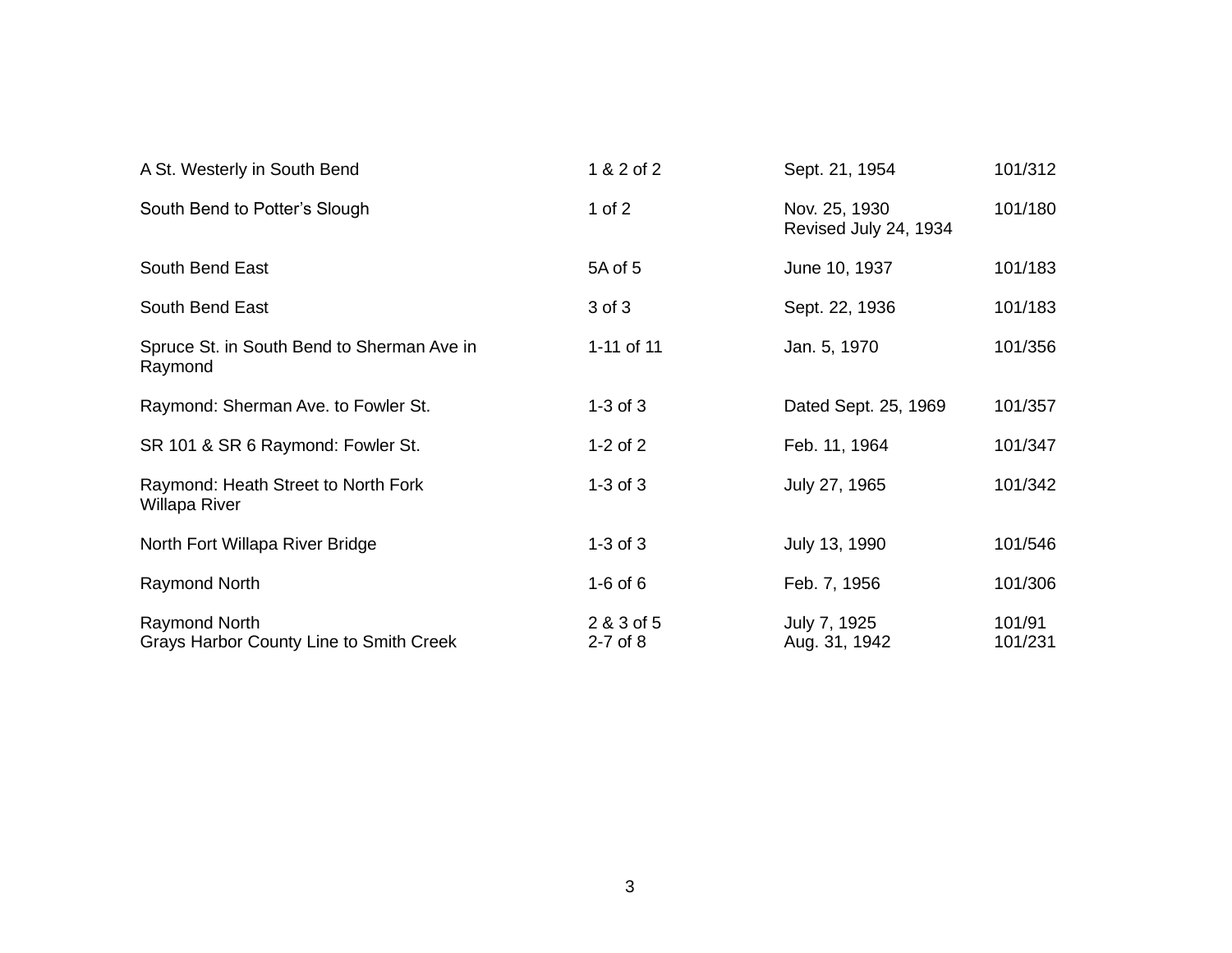| | | | |
|---|---|---|---|
| A St. Westerly in South Bend | 1 & 2 of 2 | Sept. 21, 1954 | 101/312 |
| South Bend to Potter's Slough | 1 of 2 | Nov. 25, 1930 Revised July 24, 1934 | 101/180 |
| South Bend East | 5A of 5 | June 10, 1937 | 101/183 |
| South Bend East | 3 of 3 | Sept. 22, 1936 | 101/183 |
| Spruce St. in South Bend to Sherman Ave in Raymond | 1-11 of 11 | Jan. 5, 1970 | 101/356 |
| Raymond: Sherman Ave. to Fowler St. | 1-3 of 3 | Dated Sept. 25, 1969 | 101/357 |
| SR 101 & SR 6 Raymond: Fowler St. | 1-2 of 2 | Feb. 11, 1964 | 101/347 |
| Raymond: Heath Street to North Fork Willapa River | 1-3 of 3 | July 27, 1965 | 101/342 |
| North Fort Willapa River Bridge | 1-3 of 3 | July 13, 1990 | 101/546 |
| Raymond North | 1-6 of 6 | Feb. 7, 1956 | 101/306 |
| Raymond North | 2 & 3 of 5 | July 7, 1925 | 101/91 |
| Grays Harbor County Line to Smith Creek | 2-7 of 8 | Aug. 31, 1942 | 101/231 |